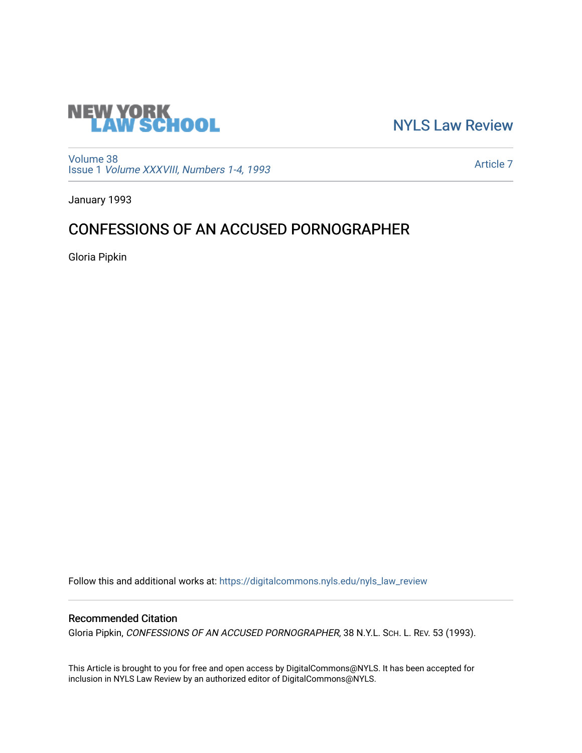NEW YORK LAW SCHOOL

NYLS Law Review

Volume 38
Issue 1 *Volume XXXVIII, Numbers 1-4, 1993*

Article 7

January 1993

# CONFESSIONS OF AN ACCUSED PORNOGRAPHER

Gloria Pipkin

Follow this and additional works at: https://digitalcommons.nyls.edu/nyls_law_review

## Recommended Citation

Gloria Pipkin, *CONFESSIONS OF AN ACCUSED PORNOGRAPHER*, 38 N.Y.L. Sch. L. Rev. 53 (1993).

This Article is brought to you for free and open access by DigitalCommons@NYLS. It has been accepted for inclusion in NYLS Law Review by an authorized editor of DigitalCommons@NYLS.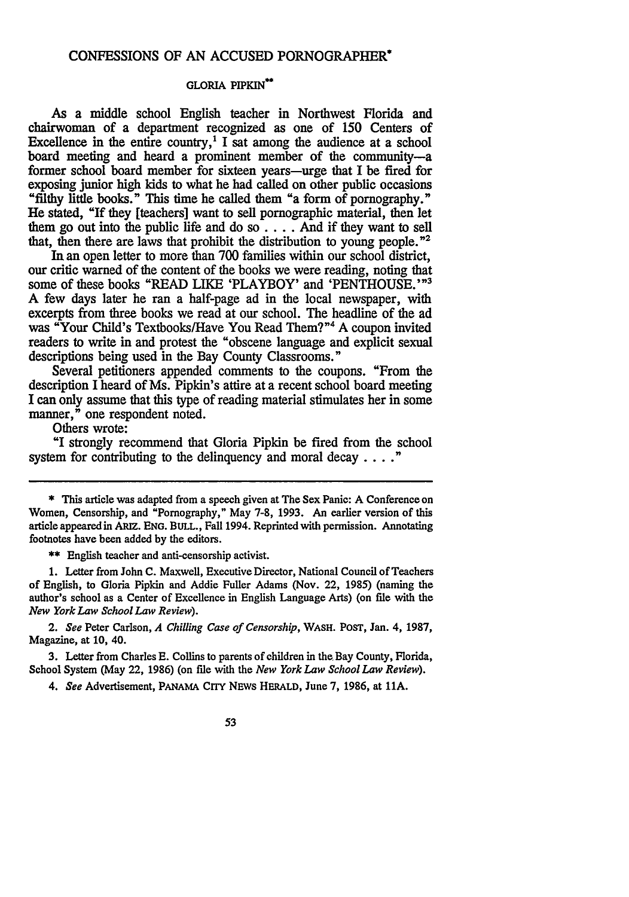# CONFESSIONS OF AN ACCUSED PORNOGRAPHER*

GLORIA PIPKIN**

As a middle school English teacher in Northwest Florida and chairwoman of a department recognized as one of 150 Centers of Excellence in the entire country,[1] I sat among the audience at a school board meeting and heard a prominent member of the community—a former school board member for sixteen years—urge that I be fired for exposing junior high kids to what he had called on other public occasions "filthy little books." This time he called them "a form of pornography." He stated, "If they [teachers] want to sell pornographic material, then let them go out into the public life and do so . . . . And if they want to sell that, then there are laws that prohibit the distribution to young people."[2]

In an open letter to more than 700 families within our school district, our critic warned of the content of the books we were reading, noting that some of these books "READ LIKE 'PLAYBOY' and 'PENTHOUSE.'"[3] A few days later he ran a half-page ad in the local newspaper, with excerpts from three books we read at our school. The headline of the ad was "Your Child's Textbooks/Have You Read Them?"[4] A coupon invited readers to write in and protest the "obscene language and explicit sexual descriptions being used in the Bay County Classrooms."

Several petitioners appended comments to the coupons. "From the description I heard of Ms. Pipkin's attire at a recent school board meeting I can only assume that this type of reading material stimulates her in some manner," one respondent noted.

Others wrote:

"I strongly recommend that Gloria Pipkin be fired from the school system for contributing to the delinquency and moral decay . . . ."

---

\* This article was adapted from a speech given at The Sex Panic: A Conference on Women, Censorship, and "Pornography," May 7-8, 1993. An earlier version of this article appeared in ARIZ. ENG. BULL., Fall 1994. Reprinted with permission. Annotating footnotes have been added by the editors.

\*\* English teacher and anti-censorship activist.

1. Letter from John C. Maxwell, Executive Director, National Council of Teachers of English, to Gloria Pipkin and Addie Fuller Adams (Nov. 22, 1985) (naming the author's school as a Center of Excellence in English Language Arts) (on file with the *New York Law School Law Review*).

2. *See* Peter Carlson, *A Chilling Case of Censorship*, WASH. POST, Jan. 4, 1987, Magazine, at 10, 40.

3. Letter from Charles E. Collins to parents of children in the Bay County, Florida, School System (May 22, 1986) (on file with the *New York Law School Law Review*).

4. *See* Advertisement, PANAMA CITY NEWS HERALD, June 7, 1986, at 11A.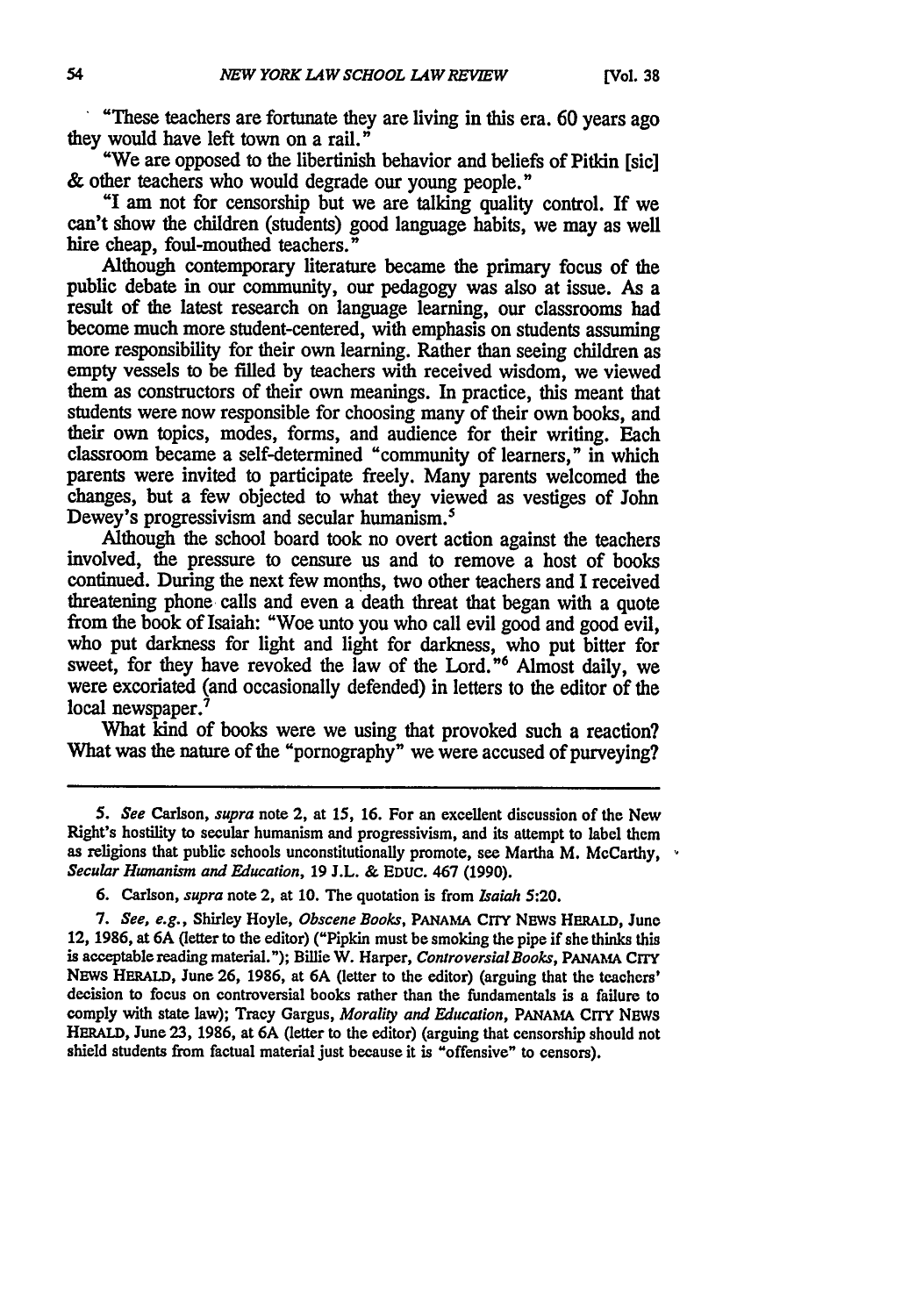"These teachers are fortunate they are living in this era. 60 years ago they would have left town on a rail."

"We are opposed to the libertinish behavior and beliefs of Pitkin [sic] & other teachers who would degrade our young people."

"I am not for censorship but we are talking quality control. If we can't show the children (students) good language habits, we may as well hire cheap, foul-mouthed teachers."

Although contemporary literature became the primary focus of the public debate in our community, our pedagogy was also at issue. As a result of the latest research on language learning, our classrooms had become much more student-centered, with emphasis on students assuming more responsibility for their own learning. Rather than seeing children as empty vessels to be filled by teachers with received wisdom, we viewed them as constructors of their own meanings. In practice, this meant that students were now responsible for choosing many of their own books, and their own topics, modes, forms, and audience for their writing. Each classroom became a self-determined "community of learners," in which parents were invited to participate freely. Many parents welcomed the changes, but a few objected to what they viewed as vestiges of John Dewey's progressivism and secular humanism.[5]

Although the school board took no overt action against the teachers involved, the pressure to censure us and to remove a host of books continued. During the next few months, two other teachers and I received threatening phone calls and even a death threat that began with a quote from the book of Isaiah: "Woe unto you who call evil good and good evil, who put darkness for light and light for darkness, who put bitter for sweet, for they have revoked the law of the Lord."[6] Almost daily, we were excoriated (and occasionally defended) in letters to the editor of the local newspaper.[7]

What kind of books were we using that provoked such a reaction? What was the nature of the "pornography" we were accused of purveying?

---

5. *See* Carlson, *supra* note 2, at 15, 16. For an excellent discussion of the New Right's hostility to secular humanism and progressivism, and its attempt to label them as religions that public schools unconstitutionally promote, see Martha M. McCarthy, *Secular Humanism and Education*, 19 J.L. & EDUC. 467 (1990).

6. Carlson, *supra* note 2, at 10. The quotation is from *Isaiah* 5:20.

7. *See, e.g.*, Shirley Hoyle, *Obscene Books*, PANAMA CITY NEWS HERALD, June 12, 1986, at 6A (letter to the editor) ("Pipkin must be smoking the pipe if she thinks this is acceptable reading material."); Billie W. Harper, *Controversial Books*, PANAMA CITY NEWS HERALD, June 26, 1986, at 6A (letter to the editor) (arguing that the teachers' decision to focus on controversial books rather than the fundamentals is a failure to comply with state law); Tracy Gargus, *Morality and Education*, PANAMA CITY NEWS HERALD, June 23, 1986, at 6A (letter to the editor) (arguing that censorship should not shield students from factual material just because it is "offensive" to censors).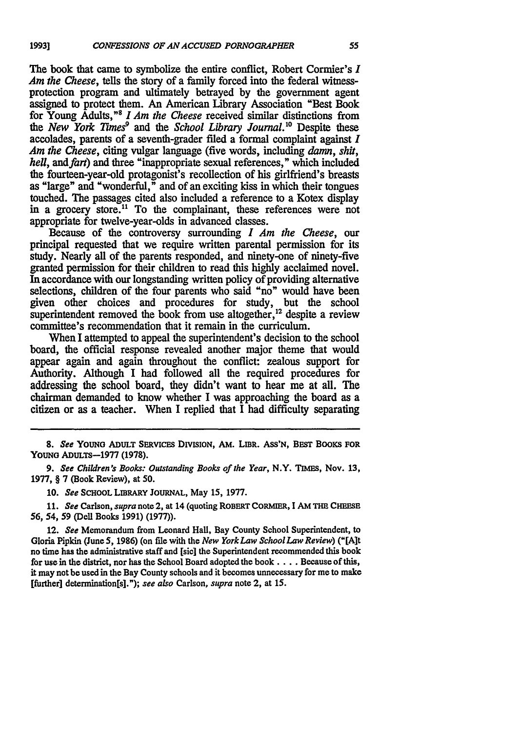The book that came to symbolize the entire conflict, Robert Cormier's *I Am the Cheese*, tells the story of a family forced into the federal witness-protection program and ultimately betrayed by the government agent assigned to protect them. An American Library Association "Best Book for Young Adults,"[8] *I Am the Cheese* received similar distinctions from the *New York Times*[9] and the *School Library Journal*.[10] Despite these accolades, parents of a seventh-grader filed a formal complaint against *I Am the Cheese*, citing vulgar language (five words, including *damn*, *shit*, *hell*, and *fart*) and three "inappropriate sexual references," which included the fourteen-year-old protagonist's recollection of his girlfriend's breasts as "large" and "wonderful," and of an exciting kiss in which their tongues touched. The passages cited also included a reference to a Kotex display in a grocery store.[11] To the complainant, these references were not appropriate for twelve-year-olds in advanced classes.

Because of the controversy surrounding *I Am the Cheese*, our principal requested that we require written parental permission for its study. Nearly all of the parents responded, and ninety-one of ninety-five granted permission for their children to read this highly acclaimed novel. In accordance with our longstanding written policy of providing alternative selections, children of the four parents who said "no" would have been given other choices and procedures for study, but the school superintendent removed the book from use altogether,[12] despite a review committee's recommendation that it remain in the curriculum.

When I attempted to appeal the superintendent's decision to the school board, the official response revealed another major theme that would appear again and again throughout the conflict: zealous support for Authority. Although I had followed all the required procedures for addressing the school board, they didn't want to hear me at all. The chairman demanded to know whether I was approaching the board as a citizen or as a teacher. When I replied that I had difficulty separating

---

8. *See* YOUNG ADULT SERVICES DIVISION, AM. LIBR. ASS'N, BEST BOOKS FOR YOUNG ADULTS—1977 (1978).

9. *See Children's Books: Outstanding Books of the Year*, N.Y. TIMES, Nov. 13, 1977, § 7 (Book Review), at 50.

10. *See* SCHOOL LIBRARY JOURNAL, May 15, 1977.

11. *See* Carlson, *supra* note 2, at 14 (quoting ROBERT CORMIER, I AM THE CHEESE 56, 54, 59 (Dell Books 1991) (1977)).

12. *See* Memorandum from Leonard Hall, Bay County School Superintendent, to Gloria Pipkin (June 5, 1986) (on file with the *New York Law School Law Review*) ("[A]t no time has the administrative staff and [sic] the Superintendent recommended this book for use in the district, nor has the School Board adopted the book . . . . Because of this, it may not be used in the Bay County schools and it becomes unnecessary for me to make [further] determination[s]."); *see also* Carlson, *supra* note 2, at 15.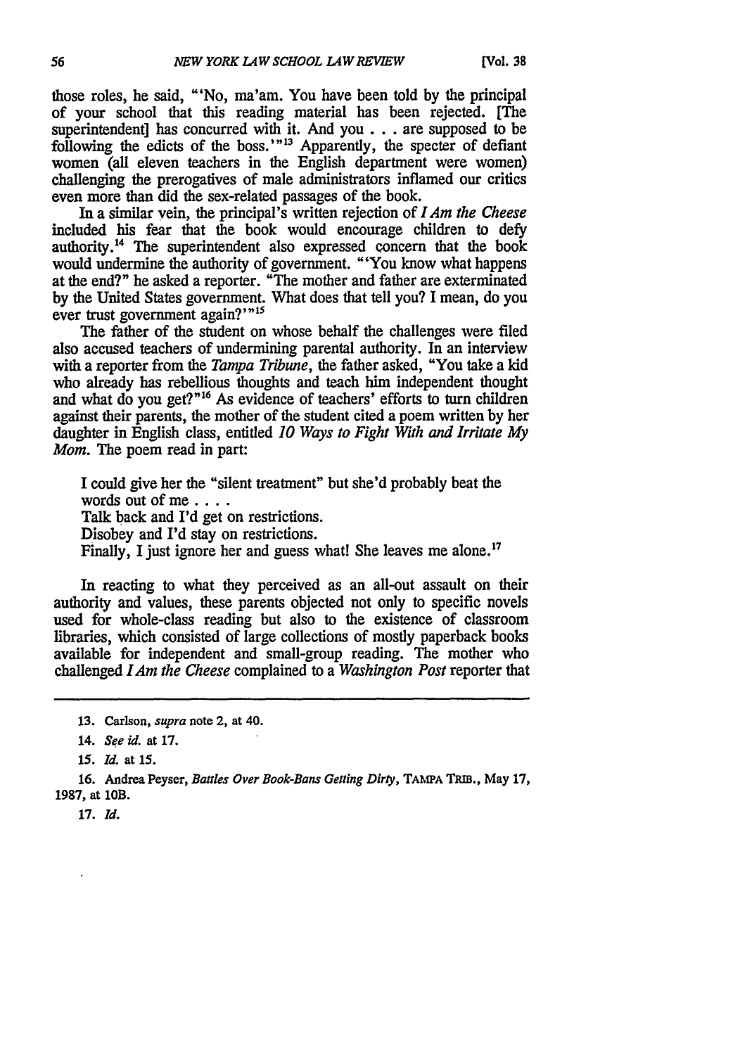those roles, he said, "'No, ma'am. You have been told by the principal of your school that this reading material has been rejected. [The superintendent] has concurred with it. And you . . . are supposed to be following the edicts of the boss.'"[13] Apparently, the specter of defiant women (all eleven teachers in the English department were women) challenging the prerogatives of male administrators inflamed our critics even more than did the sex-related passages of the book.

In a similar vein, the principal's written rejection of *I Am the Cheese* included his fear that the book would encourage children to defy authority.[14] The superintendent also expressed concern that the book would undermine the authority of government. "'You know what happens at the end?" he asked a reporter. "The mother and father are exterminated by the United States government. What does that tell you? I mean, do you ever trust government again?'"[15]

The father of the student on whose behalf the challenges were filed also accused teachers of undermining parental authority. In an interview with a reporter from the *Tampa Tribune*, the father asked, "You take a kid who already has rebellious thoughts and teach him independent thought and what do you get?"[16] As evidence of teachers' efforts to turn children against their parents, the mother of the student cited a poem written by her daughter in English class, entitled *10 Ways to Fight With and Irritate My Mom.* The poem read in part:

> I could give her the "silent treatment" but she'd probably beat the words out of me . . . .
> Talk back and I'd get on restrictions.
> Disobey and I'd stay on restrictions.
> Finally, I just ignore her and guess what! She leaves me alone.[17]

In reacting to what they perceived as an all-out assault on their authority and values, these parents objected not only to specific novels used for whole-class reading but also to the existence of classroom libraries, which consisted of large collections of mostly paperback books available for independent and small-group reading. The mother who challenged *I Am the Cheese* complained to a *Washington Post* reporter that

---

13. Carlson, *supra* note 2, at 40.

14. *See id.* at 17.

15. *Id.* at 15.

16. Andrea Peyser, *Battles Over Book-Bans Getting Dirty*, TAMPA TRIB., May 17, 1987, at 10B.

17. *Id.*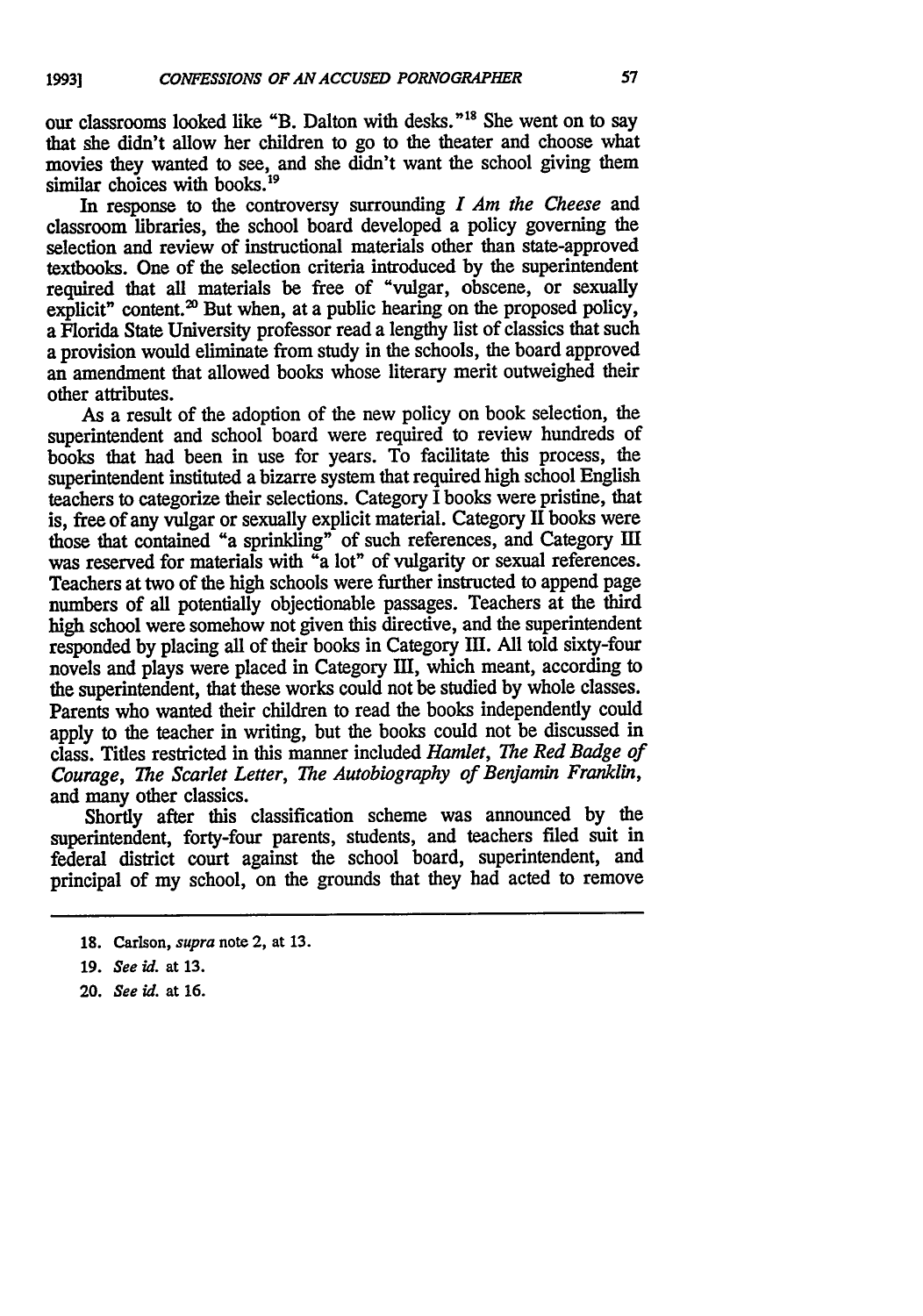our classrooms looked like "B. Dalton with desks."[18] She went on to say that she didn't allow her children to go to the theater and choose what movies they wanted to see, and she didn't want the school giving them similar choices with books.[19]

In response to the controversy surrounding *I Am the Cheese* and classroom libraries, the school board developed a policy governing the selection and review of instructional materials other than state-approved textbooks. One of the selection criteria introduced by the superintendent required that all materials be free of "vulgar, obscene, or sexually explicit" content.[20] But when, at a public hearing on the proposed policy, a Florida State University professor read a lengthy list of classics that such a provision would eliminate from study in the schools, the board approved an amendment that allowed books whose literary merit outweighed their other attributes.

As a result of the adoption of the new policy on book selection, the superintendent and school board were required to review hundreds of books that had been in use for years. To facilitate this process, the superintendent instituted a bizarre system that required high school English teachers to categorize their selections. Category I books were pristine, that is, free of any vulgar or sexually explicit material. Category II books were those that contained "a sprinkling" of such references, and Category III was reserved for materials with "a lot" of vulgarity or sexual references. Teachers at two of the high schools were further instructed to append page numbers of all potentially objectionable passages. Teachers at the third high school were somehow not given this directive, and the superintendent responded by placing all of their books in Category III. All told sixty-four novels and plays were placed in Category III, which meant, according to the superintendent, that these works could not be studied by whole classes. Parents who wanted their children to read the books independently could apply to the teacher in writing, but the books could not be discussed in class. Titles restricted in this manner included *Hamlet*, *The Red Badge of Courage*, *The Scarlet Letter*, *The Autobiography of Benjamin Franklin*, and many other classics.

Shortly after this classification scheme was announced by the superintendent, forty-four parents, students, and teachers filed suit in federal district court against the school board, superintendent, and principal of my school, on the grounds that they had acted to remove

---

18. Carlson, *supra* note 2, at 13.

19. *See id.* at 13.

20. *See id.* at 16.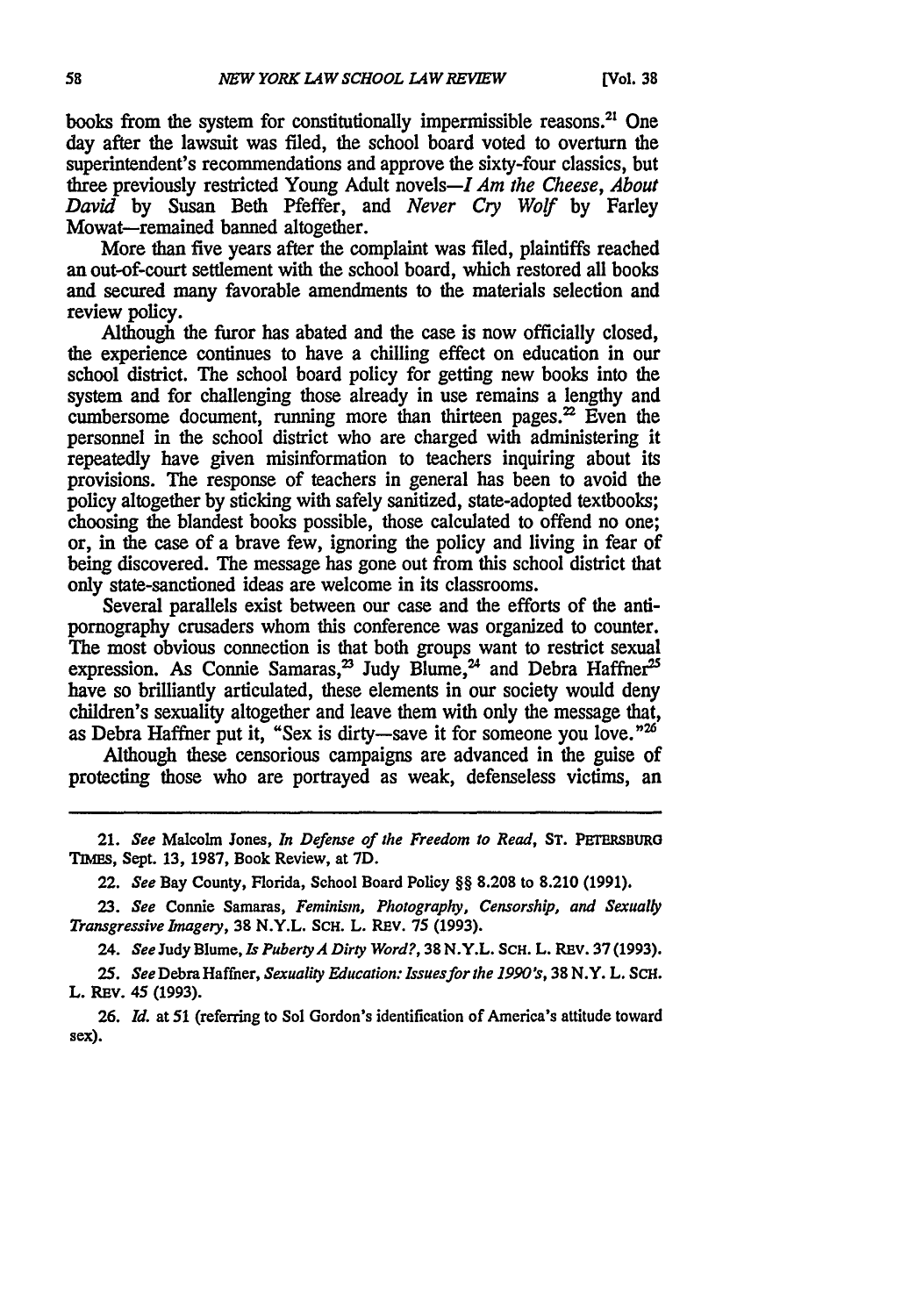books from the system for constitutionally impermissible reasons.[21] One day after the lawsuit was filed, the school board voted to overturn the superintendent's recommendations and approve the sixty-four classics, but three previously restricted Young Adult novels—*I Am the Cheese*, *About David* by Susan Beth Pfeffer, and *Never Cry Wolf* by Farley Mowat—remained banned altogether.

More than five years after the complaint was filed, plaintiffs reached an out-of-court settlement with the school board, which restored all books and secured many favorable amendments to the materials selection and review policy.

Although the furor has abated and the case is now officially closed, the experience continues to have a chilling effect on education in our school district. The school board policy for getting new books into the system and for challenging those already in use remains a lengthy and cumbersome document, running more than thirteen pages.[22] Even the personnel in the school district who are charged with administering it repeatedly have given misinformation to teachers inquiring about its provisions. The response of teachers in general has been to avoid the policy altogether by sticking with safely sanitized, state-adopted textbooks; choosing the blandest books possible, those calculated to offend no one; or, in the case of a brave few, ignoring the policy and living in fear of being discovered. The message has gone out from this school district that only state-sanctioned ideas are welcome in its classrooms.

Several parallels exist between our case and the efforts of the anti-pornography crusaders whom this conference was organized to counter. The most obvious connection is that both groups want to restrict sexual expression. As Connie Samaras,[23] Judy Blume,[24] and Debra Haffner[25] have so brilliantly articulated, these elements in our society would deny children's sexuality altogether and leave them with only the message that, as Debra Haffner put it, "Sex is dirty—save it for someone you love."[26]

Although these censorious campaigns are advanced in the guise of protecting those who are portrayed as weak, defenseless victims, an

---

21. *See* Malcolm Jones, *In Defense of the Freedom to Read*, ST. PETERSBURG TIMES, Sept. 13, 1987, Book Review, at 7D.

22. *See* Bay County, Florida, School Board Policy §§ 8.208 to 8.210 (1991).

23. *See* Connie Samaras, *Feminism, Photography, Censorship, and Sexually Transgressive Imagery*, 38 N.Y.L. SCH. L. REV. 75 (1993).

24. *See* Judy Blume, *Is Puberty A Dirty Word?*, 38 N.Y.L. SCH. L. REV. 37 (1993).

25. *See* Debra Haffner, *Sexuality Education: Issues for the 1990's*, 38 N.Y. L. SCH. L. REV. 45 (1993).

26. *Id.* at 51 (referring to Sol Gordon's identification of America's attitude toward sex).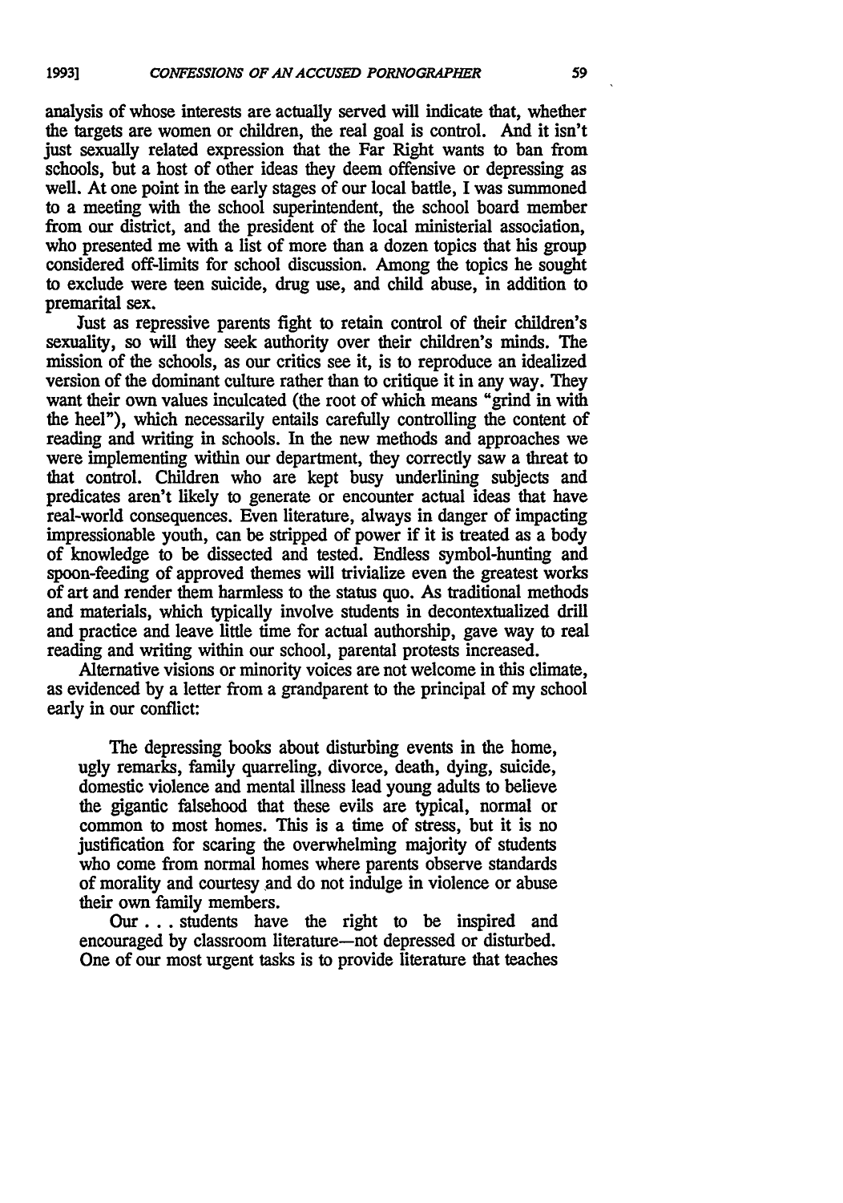analysis of whose interests are actually served will indicate that, whether the targets are women or children, the real goal is control. And it isn't just sexually related expression that the Far Right wants to ban from schools, but a host of other ideas they deem offensive or depressing as well. At one point in the early stages of our local battle, I was summoned to a meeting with the school superintendent, the school board member from our district, and the president of the local ministerial association, who presented me with a list of more than a dozen topics that his group considered off-limits for school discussion. Among the topics he sought to exclude were teen suicide, drug use, and child abuse, in addition to premarital sex.

Just as repressive parents fight to retain control of their children's sexuality, so will they seek authority over their children's minds. The mission of the schools, as our critics see it, is to reproduce an idealized version of the dominant culture rather than to critique it in any way. They want their own values inculcated (the root of which means "grind in with the heel"), which necessarily entails carefully controlling the content of reading and writing in schools. In the new methods and approaches we were implementing within our department, they correctly saw a threat to that control. Children who are kept busy underlining subjects and predicates aren't likely to generate or encounter actual ideas that have real-world consequences. Even literature, always in danger of impacting impressionable youth, can be stripped of power if it is treated as a body of knowledge to be dissected and tested. Endless symbol-hunting and spoon-feeding of approved themes will trivialize even the greatest works of art and render them harmless to the status quo. As traditional methods and materials, which typically involve students in decontextualized drill and practice and leave little time for actual authorship, gave way to real reading and writing within our school, parental protests increased.

Alternative visions or minority voices are not welcome in this climate, as evidenced by a letter from a grandparent to the principal of my school early in our conflict:

> The depressing books about disturbing events in the home, ugly remarks, family quarreling, divorce, death, dying, suicide, domestic violence and mental illness lead young adults to believe the gigantic falsehood that these evils are typical, normal or common to most homes. This is a time of stress, but it is no justification for scaring the overwhelming majority of students who come from normal homes where parents observe standards of morality and courtesy and do not indulge in violence or abuse their own family members.
>
> Our . . . students have the right to be inspired and encouraged by classroom literature—not depressed or disturbed. One of our most urgent tasks is to provide literature that teaches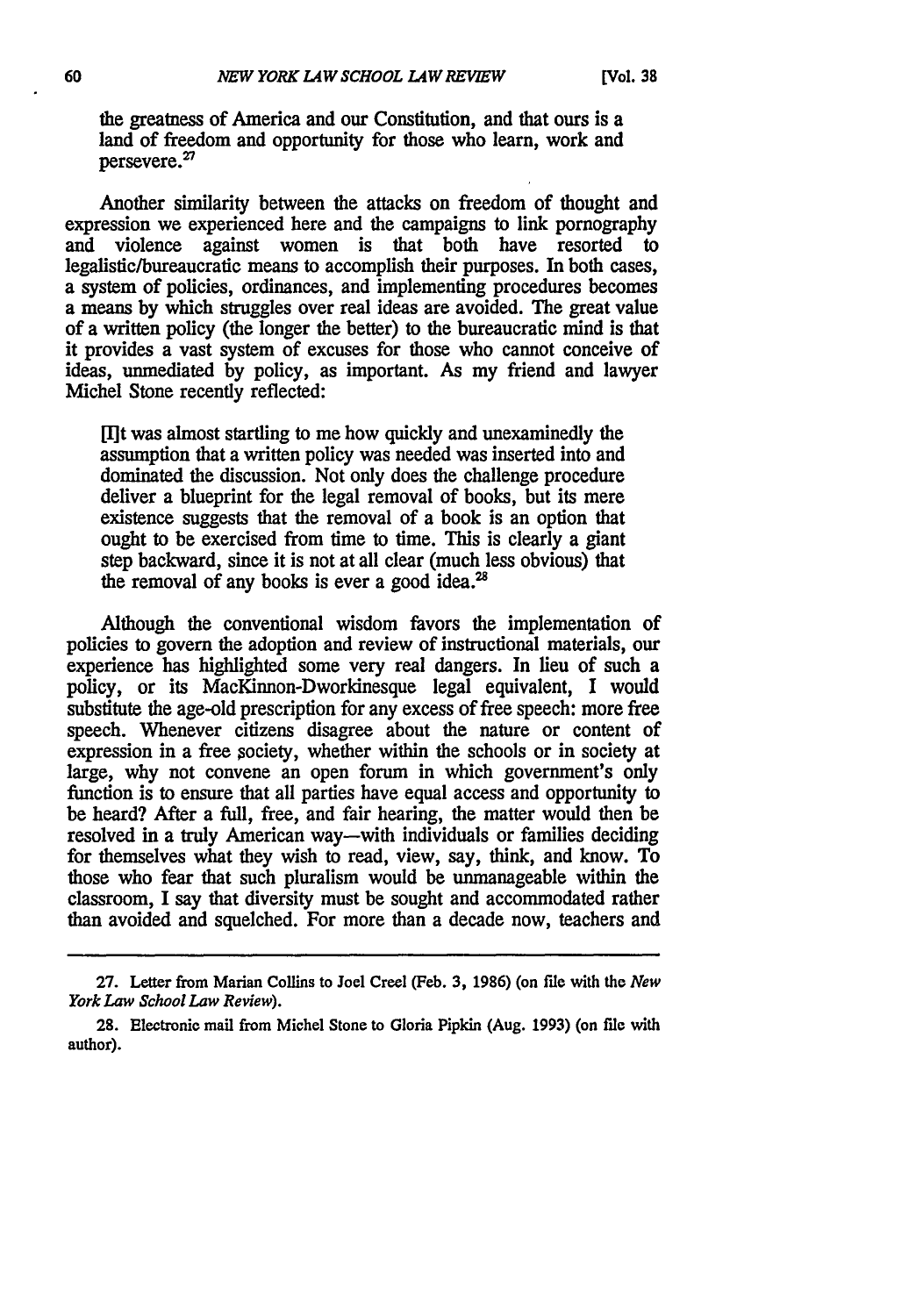the greatness of America and our Constitution, and that ours is a land of freedom and opportunity for those who learn, work and persevere.[27]

Another similarity between the attacks on freedom of thought and expression we experienced here and the campaigns to link pornography and violence against women is that both have resorted to legalistic/bureaucratic means to accomplish their purposes. In both cases, a system of policies, ordinances, and implementing procedures becomes a means by which struggles over real ideas are avoided. The great value of a written policy (the longer the better) to the bureaucratic mind is that it provides a vast system of excuses for those who cannot conceive of ideas, unmediated by policy, as important. As my friend and lawyer Michel Stone recently reflected:

> [I]t was almost startling to me how quickly and unexaminedly the assumption that a written policy was needed was inserted into and dominated the discussion. Not only does the challenge procedure deliver a blueprint for the legal removal of books, but its mere existence suggests that the removal of a book is an option that ought to be exercised from time to time. This is clearly a giant step backward, since it is not at all clear (much less obvious) that the removal of any books is ever a good idea.[28]

Although the conventional wisdom favors the implementation of policies to govern the adoption and review of instructional materials, our experience has highlighted some very real dangers. In lieu of such a policy, or its MacKinnon-Dworkinesque legal equivalent, I would substitute the age-old prescription for any excess of free speech: more free speech. Whenever citizens disagree about the nature or content of expression in a free society, whether within the schools or in society at large, why not convene an open forum in which government's only function is to ensure that all parties have equal access and opportunity to be heard? After a full, free, and fair hearing, the matter would then be resolved in a truly American way—with individuals or families deciding for themselves what they wish to read, view, say, think, and know. To those who fear that such pluralism would be unmanageable within the classroom, I say that diversity must be sought and accommodated rather than avoided and squelched. For more than a decade now, teachers and

---

27. Letter from Marian Collins to Joel Creel (Feb. 3, 1986) (on file with the *New York Law School Law Review*).

28. Electronic mail from Michel Stone to Gloria Pipkin (Aug. 1993) (on file with author).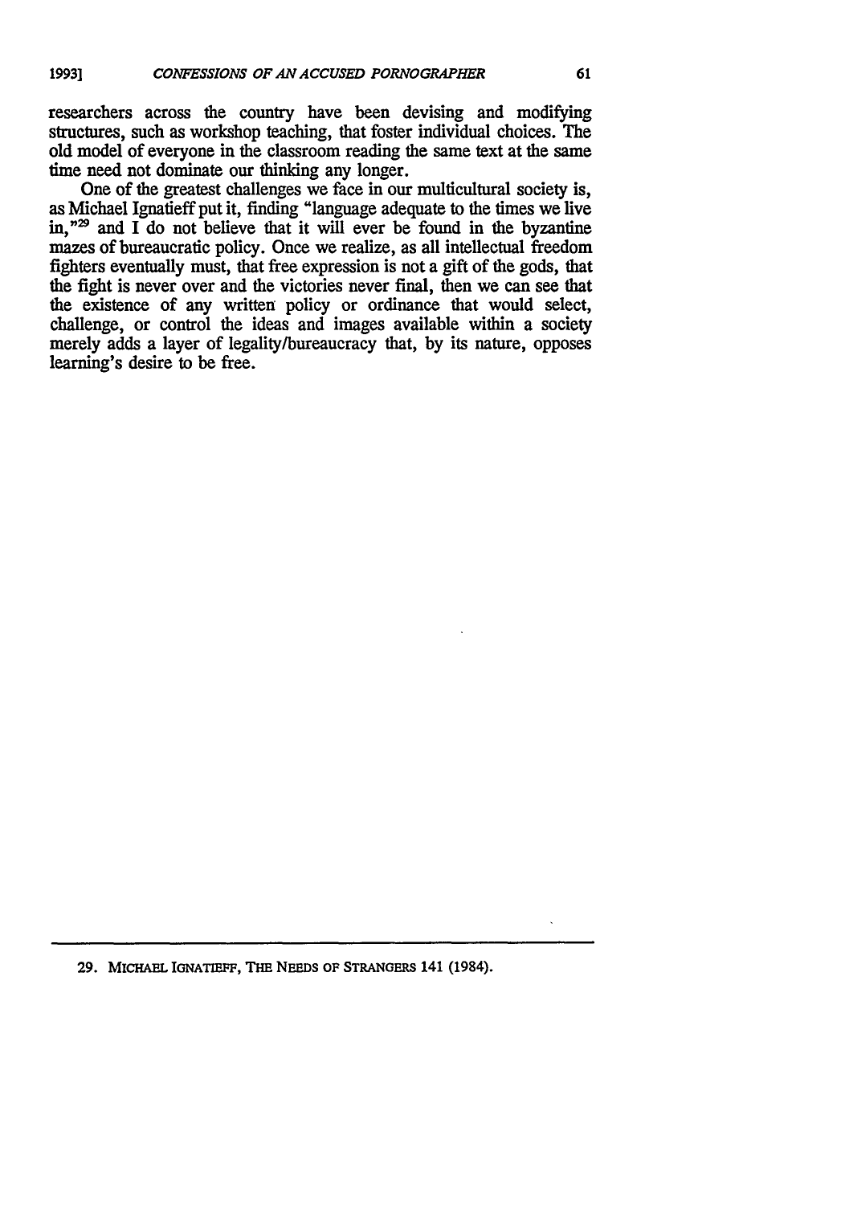researchers across the country have been devising and modifying structures, such as workshop teaching, that foster individual choices. The old model of everyone in the classroom reading the same text at the same time need not dominate our thinking any longer.

One of the greatest challenges we face in our multicultural society is, as Michael Ignatieff put it, finding "language adequate to the times we live in,"[29] and I do not believe that it will ever be found in the byzantine mazes of bureaucratic policy. Once we realize, as all intellectual freedom fighters eventually must, that free expression is not a gift of the gods, that the fight is never over and the victories never final, then we can see that the existence of any written policy or ordinance that would select, challenge, or control the ideas and images available within a society merely adds a layer of legality/bureaucracy that, by its nature, opposes learning's desire to be free.

---

29. MICHAEL IGNATIEFF, THE NEEDS OF STRANGERS 141 (1984).